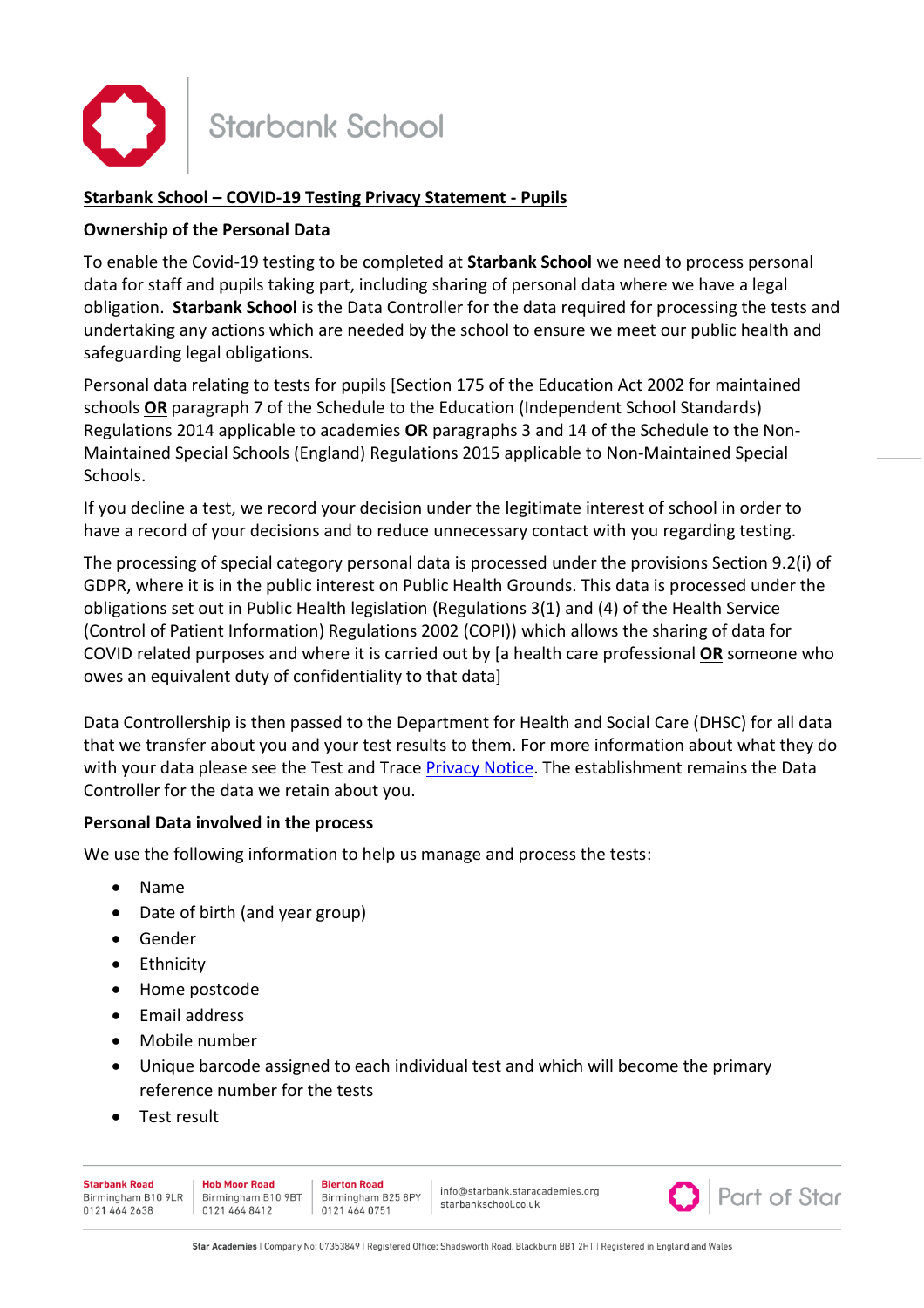Starbank School

# Starbank School – COVID-19 Testing Privacy Statement - Pupils

## Ownership of the Personal Data

To enable the Covid-19 testing to be completed at **Starbank School** we need to process personal data for staff and pupils taking part, including sharing of personal data where we have a legal obligation. **Starbank School** is the Data Controller for the data required for processing the tests and undertaking any actions which are needed by the school to ensure we meet our public health and safeguarding legal obligations.

Personal data relating to tests for pupils [Section 175 of the Education Act 2002 for maintained schools **OR** paragraph 7 of the Schedule to the Education (Independent School Standards) Regulations 2014 applicable to academies **OR** paragraphs 3 and 14 of the Schedule to the Non-Maintained Special Schools (England) Regulations 2015 applicable to Non-Maintained Special Schools.

If you decline a test, we record your decision under the legitimate interest of school in order to have a record of your decisions and to reduce unnecessary contact with you regarding testing.

The processing of special category personal data is processed under the provisions Section 9.2(i) of GDPR, where it is in the public interest on Public Health Grounds. This data is processed under the obligations set out in Public Health legislation (Regulations 3(1) and (4) of the Health Service (Control of Patient Information) Regulations 2002 (COPI)) which allows the sharing of data for COVID related purposes and where it is carried out by [a health care professional **OR** someone who owes an equivalent duty of confidentiality to that data]

Data Controllership is then passed to the Department for Health and Social Care (DHSC) for all data that we transfer about you and your test results to them. For more information about what they do with your data please see the Test and Trace Privacy Notice. The establishment remains the Data Controller for the data we retain about you.

## Personal Data involved in the process

We use the following information to help us manage and process the tests:

- Name
- Date of birth (and year group)
- Gender
- Ethnicity
- Home postcode
- Email address
- Mobile number
- Unique barcode assigned to each individual test and which will become the primary reference number for the tests
- Test result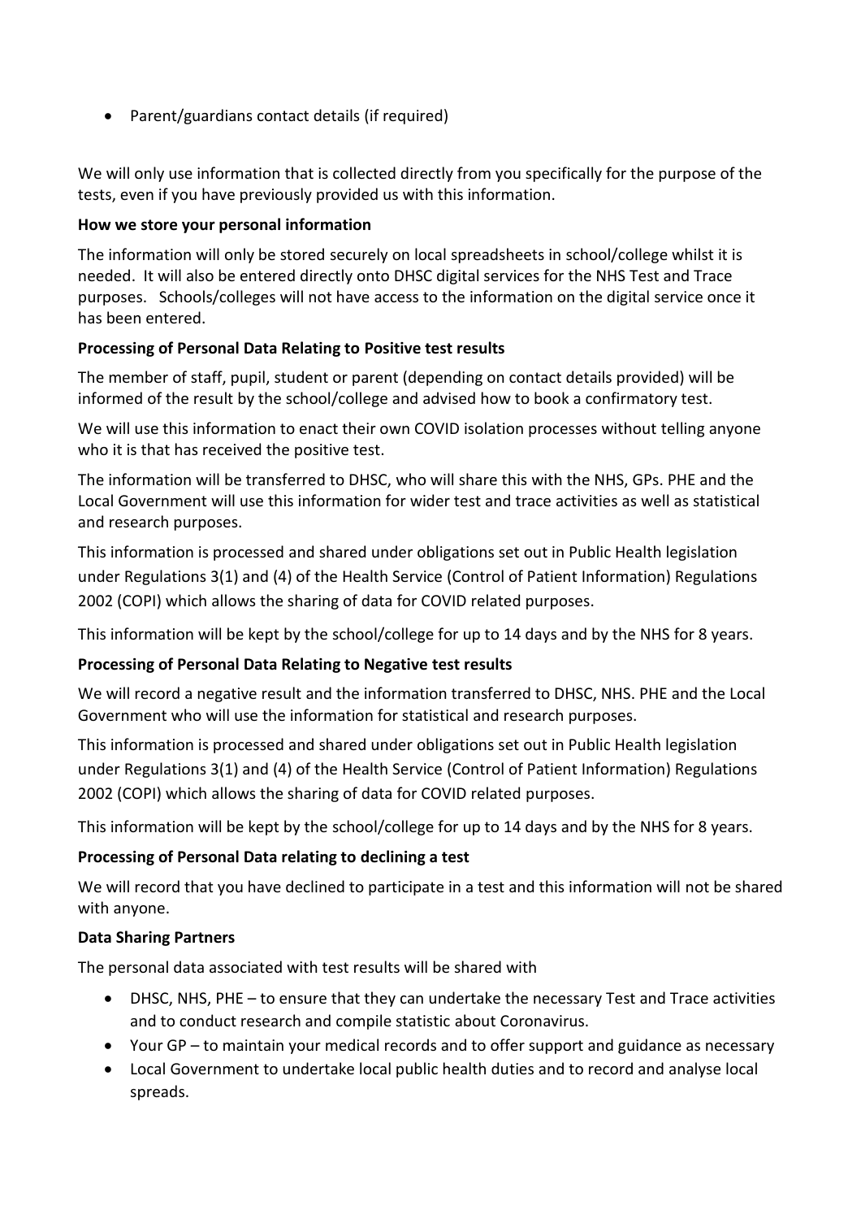- Parent/guardians contact details (if required)

We will only use information that is collected directly from you specifically for the purpose of the tests, even if you have previously provided us with this information.

**How we store your personal information**

The information will only be stored securely on local spreadsheets in school/college whilst it is needed. It will also be entered directly onto DHSC digital services for the NHS Test and Trace purposes. Schools/colleges will not have access to the information on the digital service once it has been entered.

**Processing of Personal Data Relating to Positive test results**

The member of staff, pupil, student or parent (depending on contact details provided) will be informed of the result by the school/college and advised how to book a confirmatory test.

We will use this information to enact their own COVID isolation processes without telling anyone who it is that has received the positive test.

The information will be transferred to DHSC, who will share this with the NHS, GPs. PHE and the Local Government will use this information for wider test and trace activities as well as statistical and research purposes.

This information is processed and shared under obligations set out in Public Health legislation under Regulations 3(1) and (4) of the Health Service (Control of Patient Information) Regulations 2002 (COPI) which allows the sharing of data for COVID related purposes.

This information will be kept by the school/college for up to 14 days and by the NHS for 8 years.

**Processing of Personal Data Relating to Negative test results**

We will record a negative result and the information transferred to DHSC, NHS. PHE and the Local Government who will use the information for statistical and research purposes.

This information is processed and shared under obligations set out in Public Health legislation under Regulations 3(1) and (4) of the Health Service (Control of Patient Information) Regulations 2002 (COPI) which allows the sharing of data for COVID related purposes.

This information will be kept by the school/college for up to 14 days and by the NHS for 8 years.

**Processing of Personal Data relating to declining a test**

We will record that you have declined to participate in a test and this information will not be shared with anyone.

**Data Sharing Partners**

The personal data associated with test results will be shared with

- DHSC, NHS, PHE – to ensure that they can undertake the necessary Test and Trace activities and to conduct research and compile statistic about Coronavirus.
- Your GP – to maintain your medical records and to offer support and guidance as necessary
- Local Government to undertake local public health duties and to record and analyse local spreads.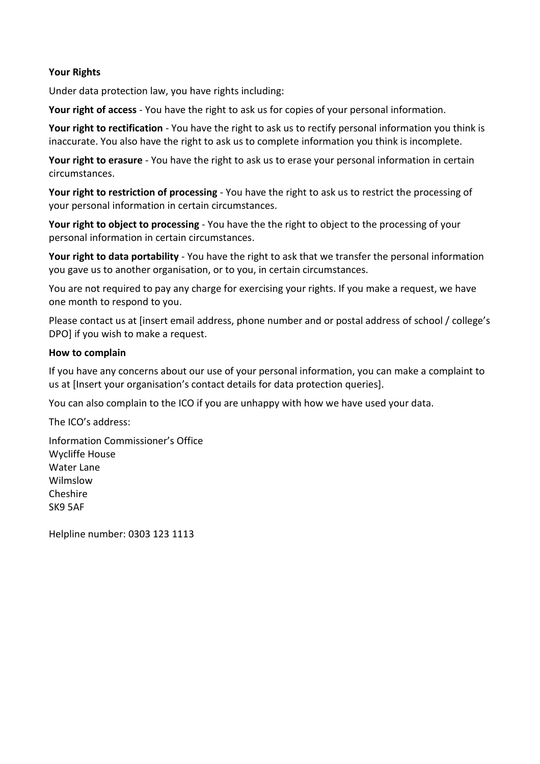**Your Rights**

Under data protection law, you have rights including:

**Your right of access** - You have the right to ask us for copies of your personal information.

**Your right to rectification** - You have the right to ask us to rectify personal information you think is inaccurate. You also have the right to ask us to complete information you think is incomplete.

**Your right to erasure** - You have the right to ask us to erase your personal information in certain circumstances.

**Your right to restriction of processing** - You have the right to ask us to restrict the processing of your personal information in certain circumstances.

**Your right to object to processing** - You have the the right to object to the processing of your personal information in certain circumstances.

**Your right to data portability** - You have the right to ask that we transfer the personal information you gave us to another organisation, or to you, in certain circumstances.

You are not required to pay any charge for exercising your rights. If you make a request, we have one month to respond to you.

Please contact us at [insert email address, phone number and or postal address of school / college's DPO] if you wish to make a request.

**How to complain**

If you have any concerns about our use of your personal information, you can make a complaint to us at [Insert your organisation's contact details for data protection queries].

You can also complain to the ICO if you are unhappy with how we have used your data.

The ICO's address:

Information Commissioner's Office
Wycliffe House
Water Lane
Wilmslow
Cheshire
SK9 5AF

Helpline number: 0303 123 1113